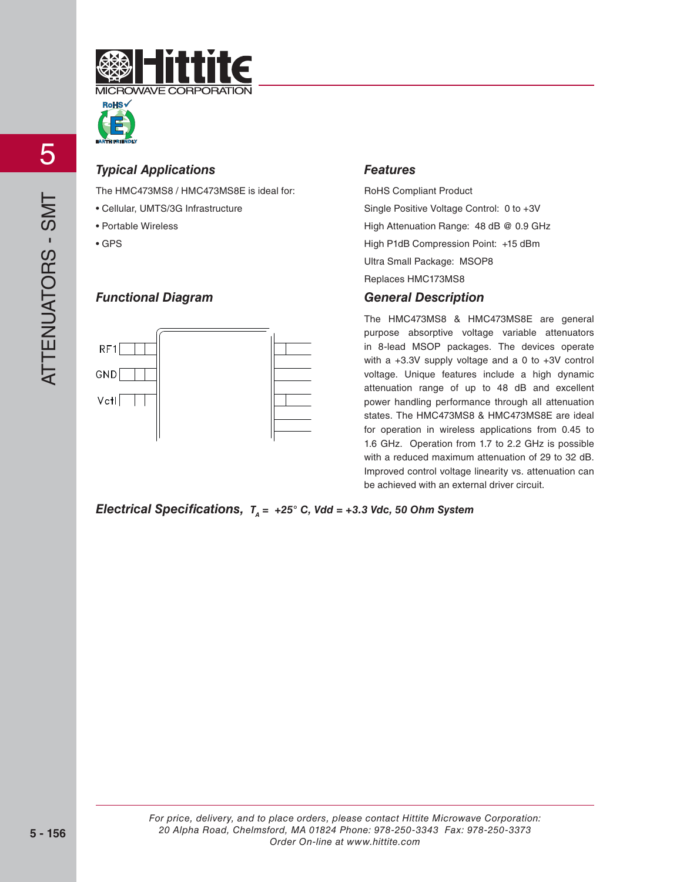## Typical Applications

The HMC473MS8 / HMC473MS8E is ideal for:

- Cellular, UMTS/3G Infrastructure
- Portable Wireless
- GPS

## Functional Diagram

RF1

GND

Vctl

## Features

RoHS Compliant Product

Single Positive Voltage Control: 0 to +3V

High Attenuation Range: 48 dB @ 0.9 GHz

High P1dB Compression Point: +15 dBm

Ultra Small Package: MSOP8

Replaces HMC173MS8

## General Description

The HMC473MS8 & HMC473MS8E are general purpose absorptive voltage variable attenuators in 8-lead MSOP packages. The devices operate with a +3.3V supply voltage and a 0 to +3V control voltage. Unique features include a high dynamic attenuation range of up to 48 dB and excellent power handling performance through all attenuation states. The HMC473MS8 & HMC473MS8E are ideal for operation in wireless applications from 0.45 to 1.6 GHz. Operation from 1.7 to 2.2 GHz is possible with a reduced maximum attenuation of 29 to 32 dB. Improved control voltage linearity vs. attenuation can be achieved with an external driver circuit.

## Electrical Specifications, $T_A$ = +25° C, Vdd = +3.3 Vdc, 50 Ohm System

For price, delivery, and to place orders, please contact Hittite Microwave Corporation:
20 Alpha Road, Chelmsford, MA 01824 Phone: 978-250-3343 Fax: 978-250-3373
Order On-line at www.hittite.com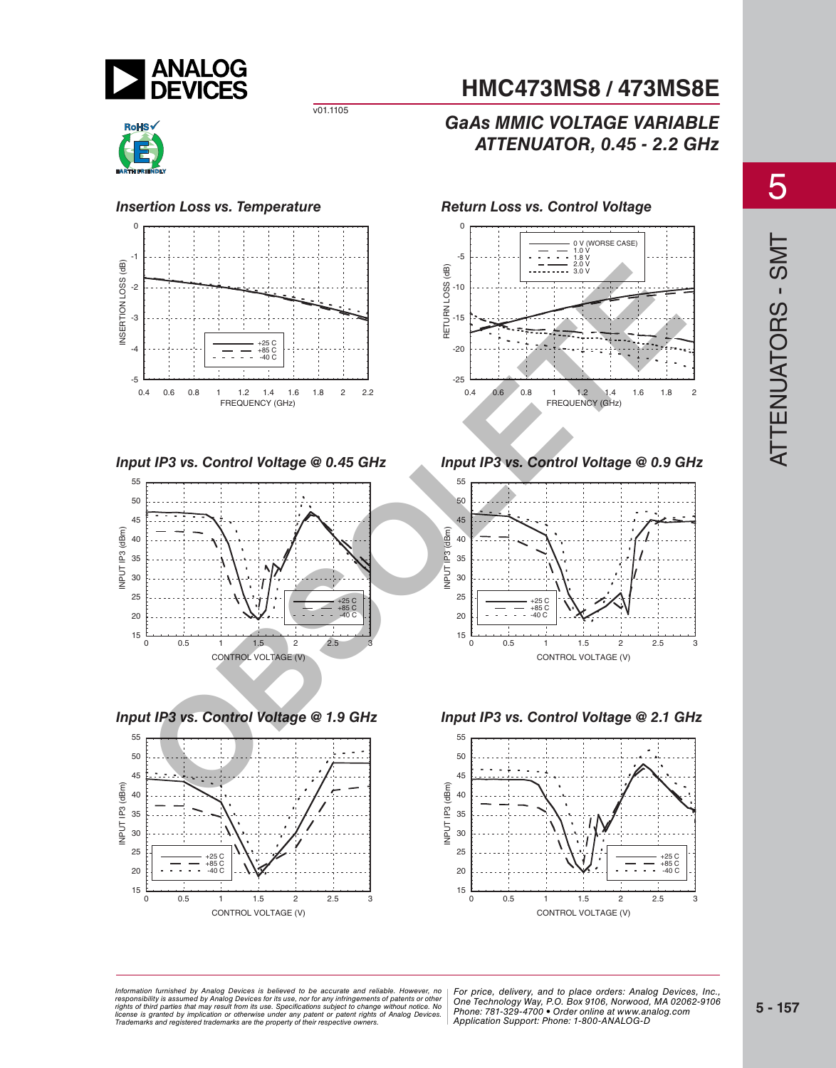## Insertion Loss vs. Temperature

## Return Loss vs. Control Voltage

## Input IP3 vs. Control Voltage @ 0.45 GHz

## Input IP3 vs. Control Voltage @ 0.9 GHz

## Input IP3 vs. Control Voltage @ 1.9 GHz

## Input IP3 vs. Control Voltage @ 2.1 GHz

*Information furnished by Analog Devices is believed to be accurate and reliable. However, no responsibility is assumed by Analog Devices for its use, nor for any infringements of patents or other rights of third parties that may result from its use. Specifications subject to change without notice. No license is granted by implication or otherwise under any patent or patent rights of Analog Devices. Trademarks and registered trademarks are the property of their respective owners.*

*For price, delivery, and to place orders: Analog Devices, Inc., One Technology Way, P.O. Box 9106, Norwood, MA 02062-9106 Phone: 781-329-4700 • Order online at www.analog.com Application Support: Phone: 1-800-ANALOG-D*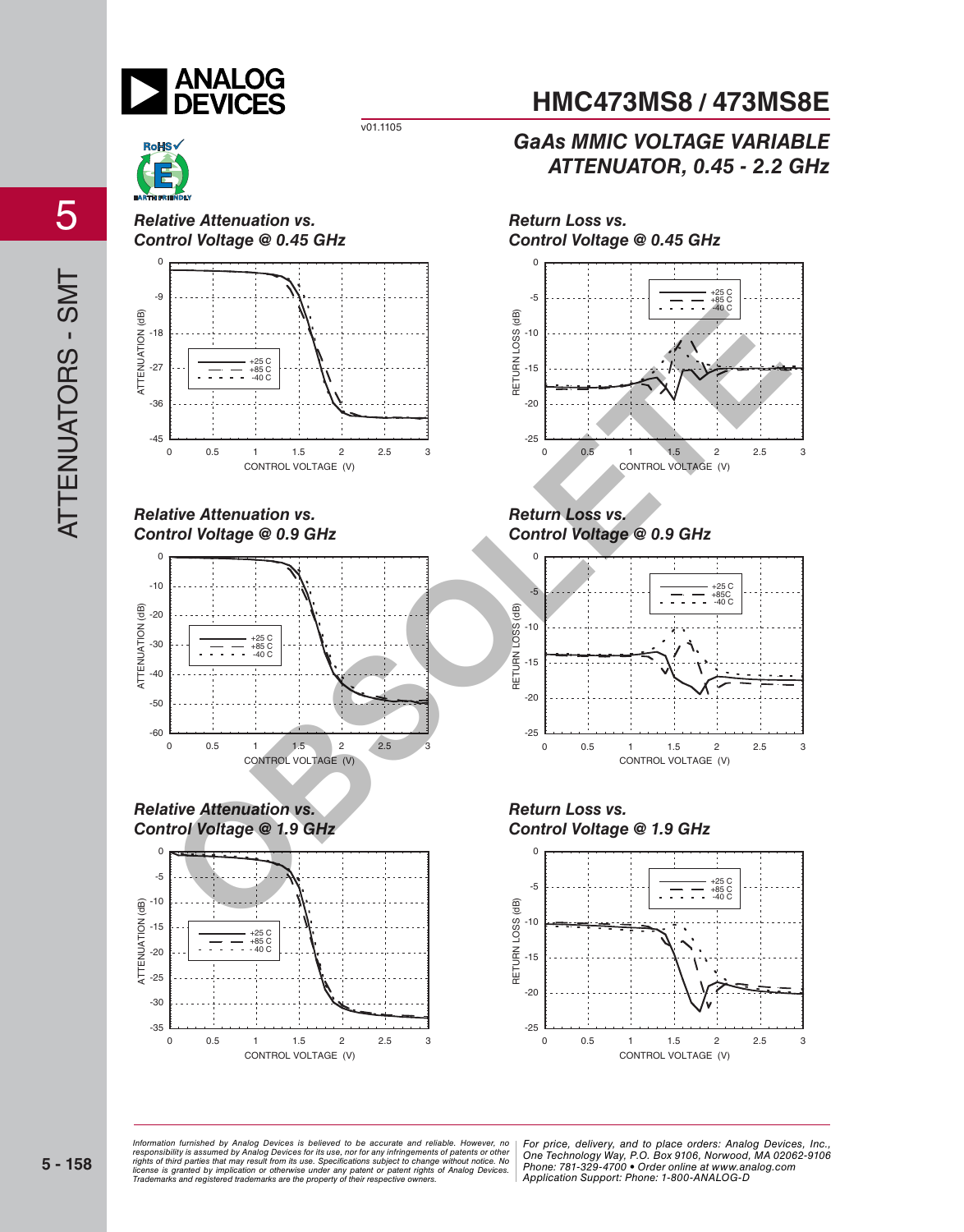## Relative Attenuation vs. Control Voltage @ 0.45 GHz

## Return Loss vs. Control Voltage @ 0.45 GHz

## Relative Attenuation vs. Control Voltage @ 0.9 GHz

## Return Loss vs. Control Voltage @ 0.9 GHz

## Relative Attenuation vs. Control Voltage @ 1.9 GHz

## Return Loss vs. Control Voltage @ 1.9 GHz

*Information furnished by Analog Devices is believed to be accurate and reliable. However, no responsibility is assumed by Analog Devices for its use, nor for any infringements of patents or other rights of third parties that may result from its use. Specifications subject to change without notice. No license is granted by implication or otherwise under any patent or patent rights of Analog Devices. Trademarks and registered trademarks are the property of their respective owners.*

*For price, delivery, and to place orders: Analog Devices, Inc., One Technology Way, P.O. Box 9106, Norwood, MA 02062-9106 Phone: 781-329-4700 • Order online at www.analog.com Application Support: Phone: 1-800-ANALOG-D*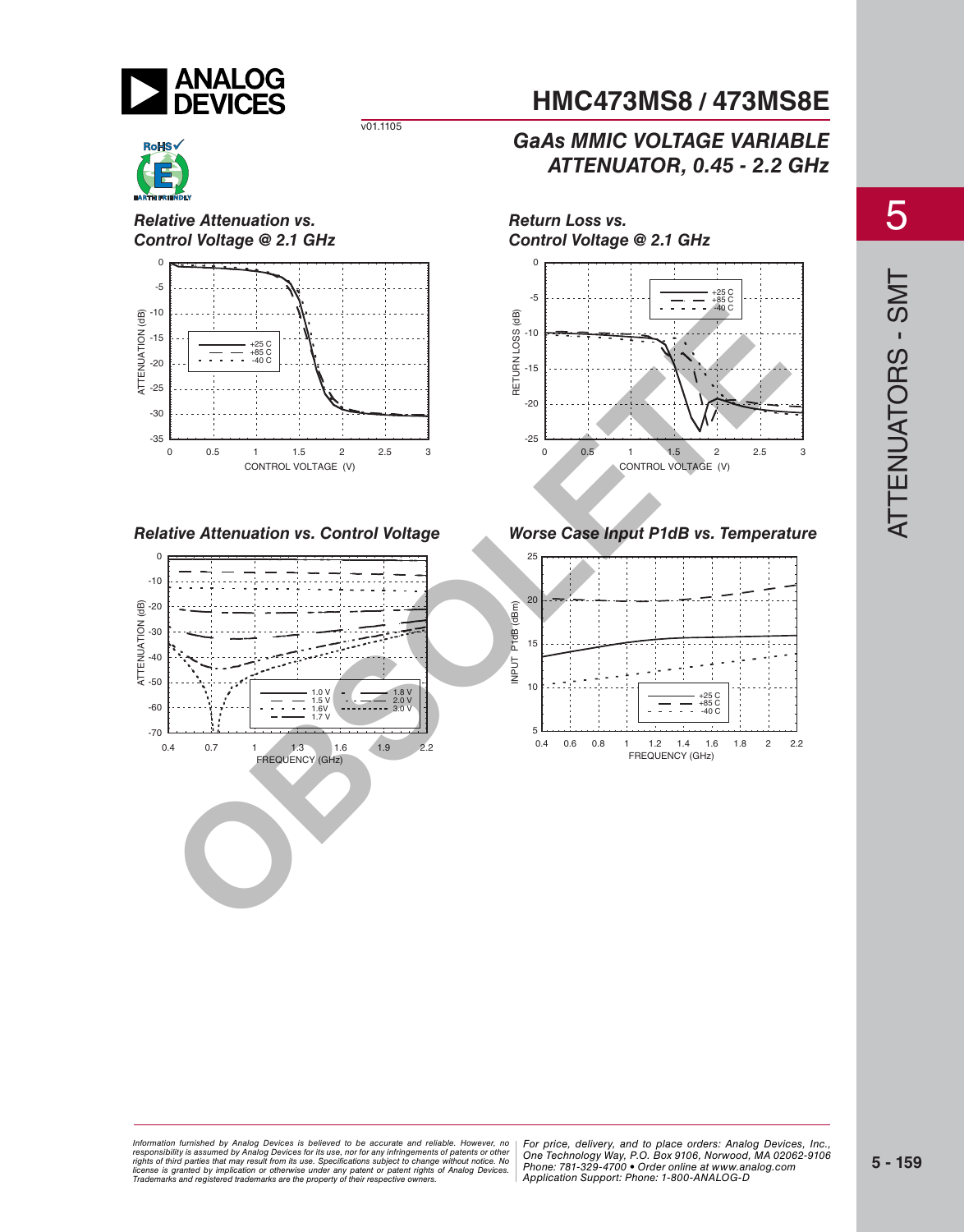### Relative Attenuation vs. Control Voltage @ 2.1 GHz

### Return Loss vs. Control Voltage @ 2.1 GHz

### Relative Attenuation vs. Control Voltage

### Worse Case Input P1dB vs. Temperature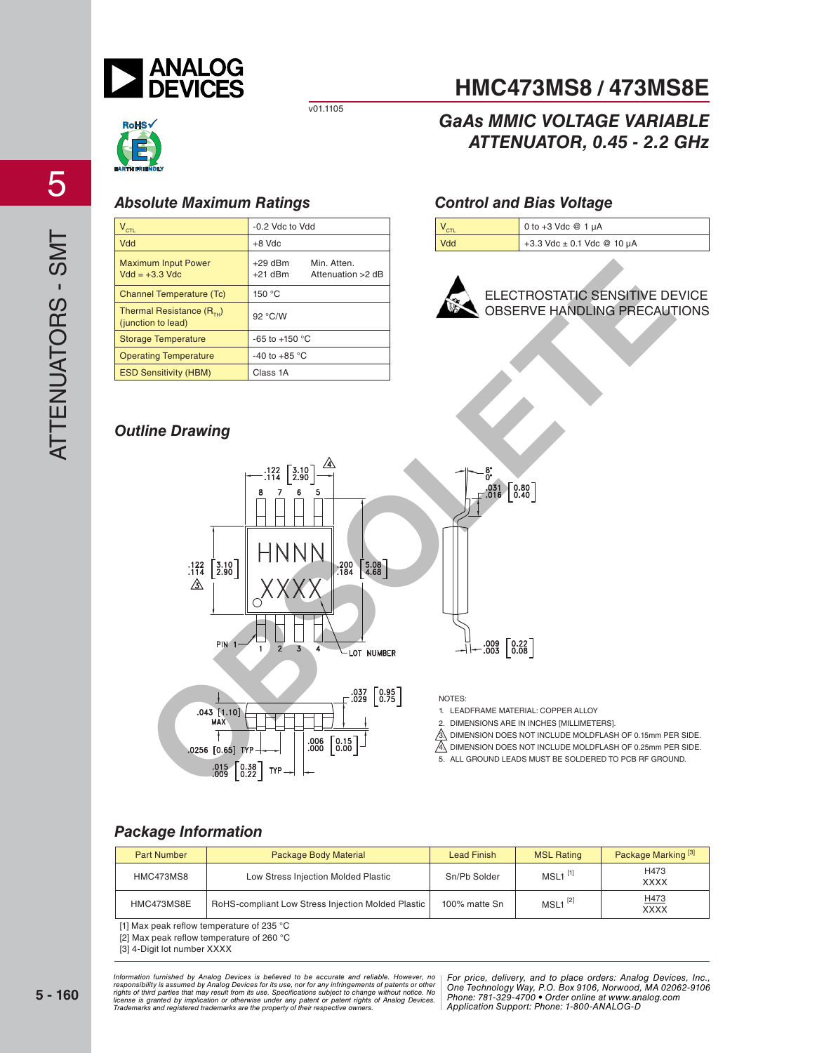# HMC473MS8 / 473MS8E

v01.1105

## GaAs MMIC VOLTAGE VARIABLE ATTENUATOR, 0.45 - 2.2 GHz

### Absolute Maximum Ratings

| | | |
|---|---|---|
| $V_{CTL}$ | -0.2 Vdc to Vdd | |
| Vdd | +8 Vdc | |
| Maximum Input Power<br>Vdd = +3.3 Vdc | +29 dBm<br>+21 dBm | Min. Atten.<br>Attenuation >2 dB |
| Channel Temperature (Tc) | 150 °C | |
| Thermal Resistance ($R_{TH}$)<br>(junction to lead) | 92 °C/W | |
| Storage Temperature | -65 to +150 °C | |
| Operating Temperature | -40 to +85 °C | |
| ESD Sensitivity (HBM) | Class 1A | |

### Control and Bias Voltage

| | |
|---|---|
| $V_{CTL}$ | 0 to +3 Vdc @ 1 µA |
| Vdd | +3.3 Vdc ± 0.1 Vdc @ 10 µA |

ELECTROSTATIC SENSITIVE DEVICE
OBSERVE HANDLING PRECAUTIONS

### Outline Drawing

NOTES:

1. LEADFRAME MATERIAL: COPPER ALLOY
2. DIMENSIONS ARE IN INCHES [MILLIMETERS].
3. DIMENSION DOES NOT INCLUDE MOLDFLASH OF 0.15mm PER SIDE.
4. DIMENSION DOES NOT INCLUDE MOLDFLASH OF 0.25mm PER SIDE.
5. ALL GROUND LEADS MUST BE SOLDERED TO PCB RF GROUND.

### Package Information

| Part Number | Package Body Material | Lead Finish | MSL Rating | Package Marking [3] |
|---|---|---|---|---|
| HMC473MS8 | Low Stress Injection Molded Plastic | Sn/Pb Solder | MSL1 [1] | H473<br>XXXX |
| HMC473MS8E | RoHS-compliant Low Stress Injection Molded Plastic | 100% matte Sn | MSL1 [2] | H473<br>XXXX |

[1] Max peak reflow temperature of 235 °C
[2] Max peak reflow temperature of 260 °C
[3] 4-Digit lot number XXXX

*Information furnished by Analog Devices is believed to be accurate and reliable. However, no responsibility is assumed by Analog Devices for its use, nor for any infringements of patents or other rights of third parties that may result from its use. Specifications subject to change without notice. No license is granted by implication or otherwise under any patent or patent rights of Analog Devices. Trademarks and registered trademarks are the property of their respective owners.*

*For price, delivery, and to place orders: Analog Devices, Inc., One Technology Way, P.O. Box 9106, Norwood, MA 02062-9106 Phone: 781-329-4700 • Order online at www.analog.com Application Support: Phone: 1-800-ANALOG-D*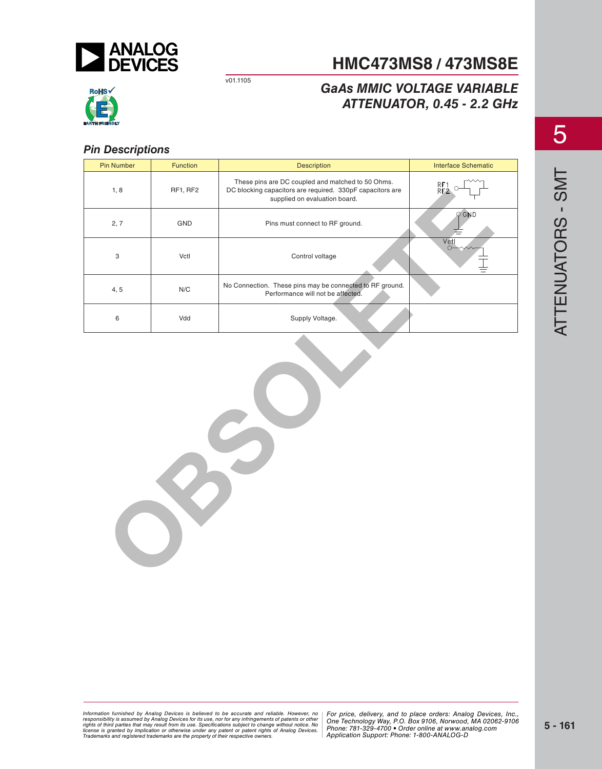## Pin Descriptions

| Pin Number | Function | Description | Interface Schematic |
|---|---|---|---|
| 1, 8 | RF1, RF2 | These pins are DC coupled and matched to 50 Ohms. DC blocking capacitors are required. 330pF capacitors are supplied on evaluation board. | |
| 2, 7 | GND | Pins must connect to RF ground. | |
| 3 | Vctl | Control voltage | |
| 4, 5 | N/C | No Connection. These pins may be connected to RF ground. Performance will not be affected. | |
| 6 | Vdd | Supply Voltage. | |

OBSOLETE

Information furnished by Analog Devices is believed to be accurate and reliable. However, no responsibility is assumed by Analog Devices for its use, nor for any infringements of patents or other rights of third parties that may result from its use. Specifications subject to change without notice. No license is granted by implication or otherwise under any patent or patent rights of Analog Devices. Trademarks and registered trademarks are the property of their respective owners.

For price, delivery, and to place orders: Analog Devices, Inc., One Technology Way, P.O. Box 9106, Norwood, MA 02062-9106
Phone: 781-329-4700 • Order online at www.analog.com
Application Support: Phone: 1-800-ANALOG-D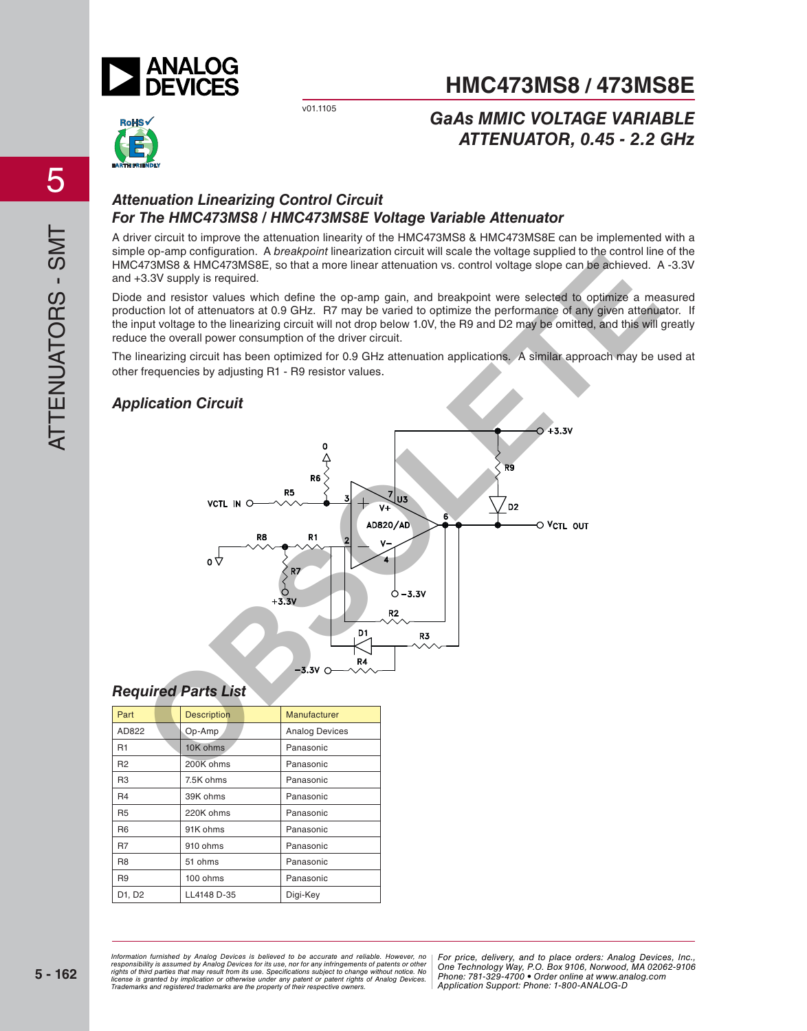## Attenuation Linearizing Control Circuit For The HMC473MS8 / HMC473MS8E Voltage Variable Attenuator

A driver circuit to improve the attenuation linearity of the HMC473MS8 & HMC473MS8E can be implemented with a simple op-amp configuration. A *breakpoint* linearization circuit will scale the voltage supplied to the control line of the HMC473MS8 & HMC473MS8E, so that a more linear attenuation vs. control voltage slope can be achieved. A -3.3V and +3.3V supply is required.

Diode and resistor values which define the op-amp gain, and breakpoint were selected to optimize a measured production lot of attenuators at 0.9 GHz. R7 may be varied to optimize the performance of any given attenuator. If the input voltage to the linearizing circuit will not drop below 1.0V, the R9 and D2 may be omitted, and this will greatly reduce the overall power consumption of the driver circuit.

The linearizing circuit has been optimized for 0.9 GHz attenuation applications. A similar approach may be used at other frequencies by adjusting R1 - R9 resistor values.

## Application Circuit

## Required Parts List

| Part | Description | Manufacturer |
|---|---|---|
| AD822 | Op-Amp | Analog Devices |
| R1 | 10K ohms | Panasonic |
| R2 | 200K ohms | Panasonic |
| R3 | 7.5K ohms | Panasonic |
| R4 | 39K ohms | Panasonic |
| R5 | 220K ohms | Panasonic |
| R6 | 91K ohms | Panasonic |
| R7 | 910 ohms | Panasonic |
| R8 | 51 ohms | Panasonic |
| R9 | 100 ohms | Panasonic |
| D1, D2 | LL4148 D-35 | Digi-Key |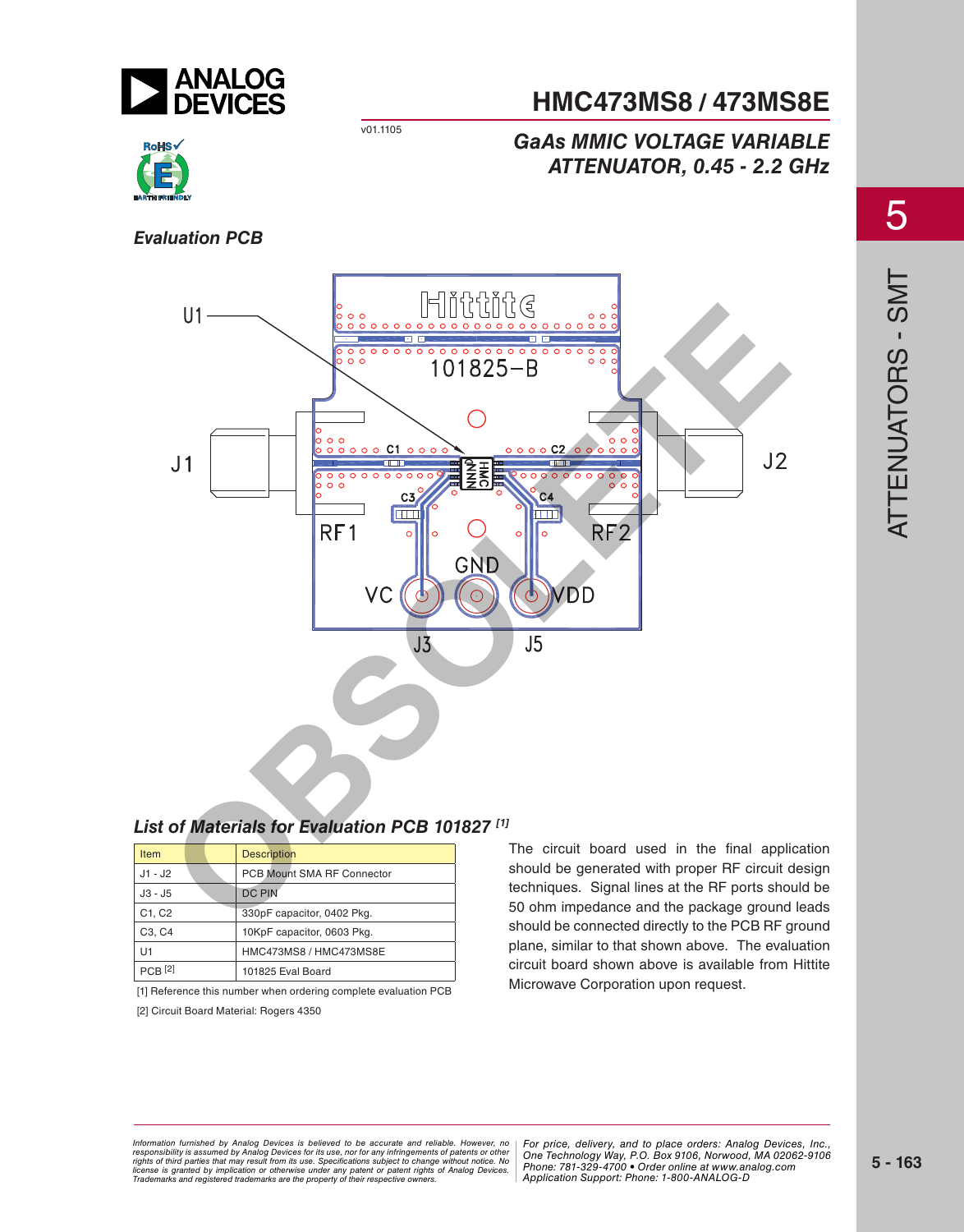## Evaluation PCB

U1

J1

J2

C1

C2

C3

C4

RF1

RF2

GND

VC

VDD

J3

J5

101825–B

OBSOLETE

## List of Materials for Evaluation PCB 101827 [1]

| Item | Description |
|---|---|
| J1 - J2 | PCB Mount SMA RF Connector |
| J3 - J5 | DC PIN |
| C1, C2 | 330pF capacitor, 0402 Pkg. |
| C3, C4 | 10KpF capacitor, 0603 Pkg. |
| U1 | HMC473MS8 / HMC473MS8E |
| PCB [2] | 101825 Eval Board |

[1] Reference this number when ordering complete evaluation PCB

[2] Circuit Board Material: Rogers 4350

The circuit board used in the final application should be generated with proper RF circuit design techniques. Signal lines at the RF ports should be 50 ohm impedance and the package ground leads should be connected directly to the PCB RF ground plane, similar to that shown above. The evaluation circuit board shown above is available from Hittite Microwave Corporation upon request.